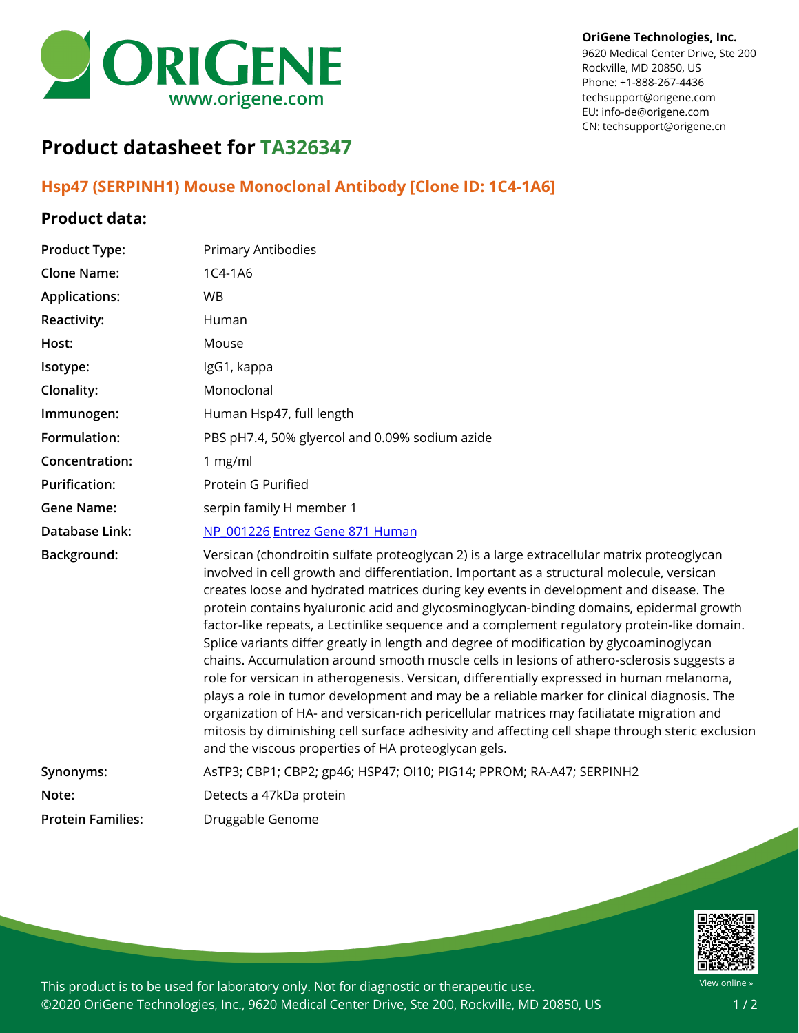# ORIGENE

www.origene.com

**OriGene Technologies, Inc.**
9620 Medical Center Drive, Ste 200
Rockville, MD 20850, US
Phone: +1-888-267-4436
techsupport@origene.com
EU: info-de@origene.com
CN: techsupport@origene.cn

# Product datasheet for TA326347

## Hsp47 (SERPINH1) Mouse Monoclonal Antibody [Clone ID: 1C4-1A6]

### Product data:

| | |
|---|---|
| **Product Type:** | Primary Antibodies |
| **Clone Name:** | 1C4-1A6 |
| **Applications:** | WB |
| **Reactivity:** | Human |
| **Host:** | Mouse |
| **Isotype:** | IgG1, kappa |
| **Clonality:** | Monoclonal |
| **Immunogen:** | Human Hsp47, full length |
| **Formulation:** | PBS pH7.4, 50% glyercol and 0.09% sodium azide |
| **Concentration:** | 1 mg/ml |
| **Purification:** | Protein G Purified |
| **Gene Name:** | serpin family H member 1 |
| **Database Link:** | NP_001226 Entrez Gene 871 Human |
| **Background:** | Versican (chondroitin sulfate proteoglycan 2) is a large extracellular matrix proteoglycan involved in cell growth and differentiation. Important as a structural molecule, versican creates loose and hydrated matrices during key events in development and disease. The protein contains hyaluronic acid and glycosminoglycan-binding domains, epidermal growth factor-like repeats, a Lectinlike sequence and a complement regulatory protein-like domain. Splice variants differ greatly in length and degree of modification by glycoaminoglycan chains. Accumulation around smooth muscle cells in lesions of athero-sclerosis suggests a role for versican in atherogenesis. Versican, differentially expressed in human melanoma, plays a role in tumor development and may be a reliable marker for clinical diagnosis. The organization of HA- and versican-rich pericellular matrices may faciliatate migration and mitosis by diminishing cell surface adhesivity and affecting cell shape through steric exclusion and the viscous properties of HA proteoglycan gels. |
| **Synonyms:** | AsTP3; CBP1; CBP2; gp46; HSP47; OI10; PIG14; PPROM; RA-A47; SERPINH2 |
| **Note:** | Detects a 47kDa protein |
| **Protein Families:** | Druggable Genome |

This product is to be used for laboratory only. Not for diagnostic or therapeutic use.
©2020 OriGene Technologies, Inc., 9620 Medical Center Drive, Ste 200, Rockville, MD 20850, US

View online »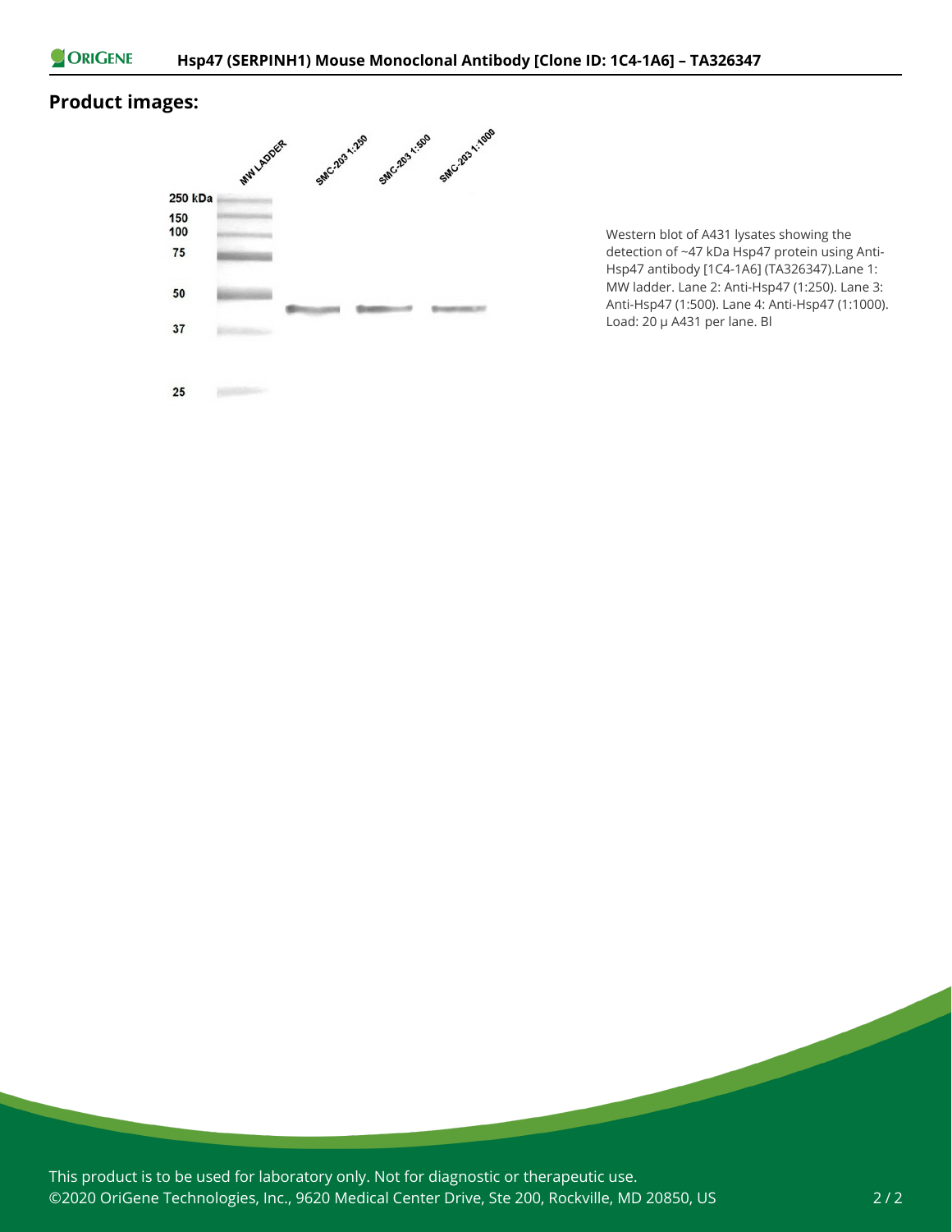## Product images:

MW LADDER
SMC-203 1:250
SMC-203 1:500
SMC-203 1:1000

250 kDa
150
100
75
50
37
25

Western blot of A431 lysates showing the detection of ~47 kDa Hsp47 protein using Anti-Hsp47 antibody [1C4-1A6] (TA326347).Lane 1: MW ladder. Lane 2: Anti-Hsp47 (1:250). Lane 3: Anti-Hsp47 (1:500). Lane 4: Anti-Hsp47 (1:1000). Load: 20 µ A431 per lane. Bl

This product is to be used for laboratory only. Not for diagnostic or therapeutic use.
©2020 OriGene Technologies, Inc., 9620 Medical Center Drive, Ste 200, Rockville, MD 20850, US